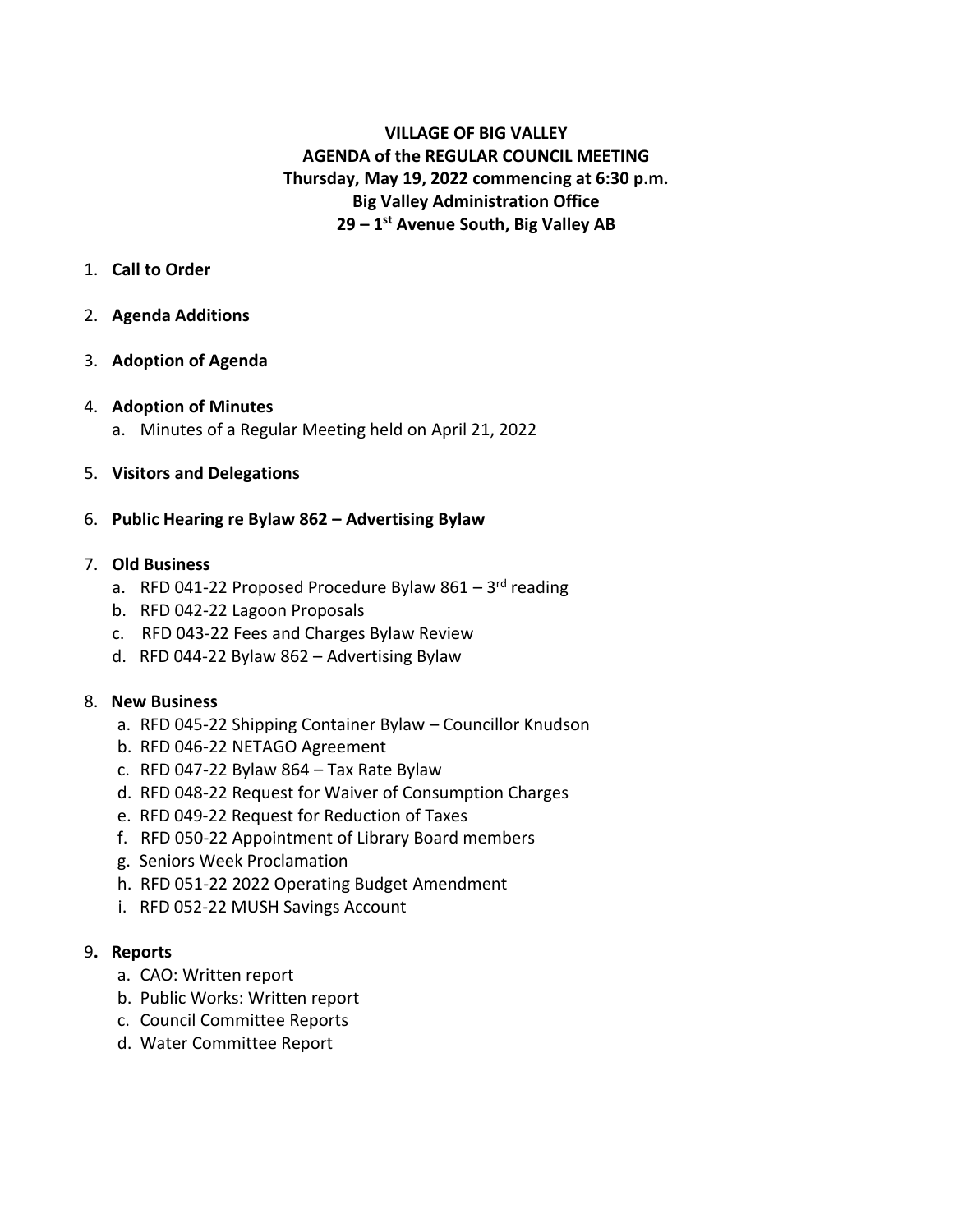# VILLAGE OF BIG VALLEY
## AGENDA of the REGULAR COUNCIL MEETING
**Thursday, May 19, 2022 commencing at 6:30 p.m.**
**Big Valley Administration Office**
**29 – 1st Avenue South, Big Valley AB**

1. **Call to Order**

2. **Agenda Additions**

3. **Adoption of Agenda**

4. **Adoption of Minutes**
   a. Minutes of a Regular Meeting held on April 21, 2022

5. **Visitors and Delegations**

6. **Public Hearing re Bylaw 862 – Advertising Bylaw**

7. **Old Business**
   a. RFD 041-22 Proposed Procedure Bylaw 861 – 3rd reading
   b. RFD 042-22 Lagoon Proposals
   c. RFD 043-22 Fees and Charges Bylaw Review
   d. RFD 044-22 Bylaw 862 – Advertising Bylaw

8. **New Business**
   a. RFD 045-22 Shipping Container Bylaw – Councillor Knudson
   b. RFD 046-22 NETAGO Agreement
   c. RFD 047-22 Bylaw 864 – Tax Rate Bylaw
   d. RFD 048-22 Request for Waiver of Consumption Charges
   e. RFD 049-22 Request for Reduction of Taxes
   f. RFD 050-22 Appointment of Library Board members
   g. Seniors Week Proclamation
   h. RFD 051-22 2022 Operating Budget Amendment
   i. RFD 052-22 MUSH Savings Account

9. **Reports**
   a. CAO: Written report
   b. Public Works: Written report
   c. Council Committee Reports
   d. Water Committee Report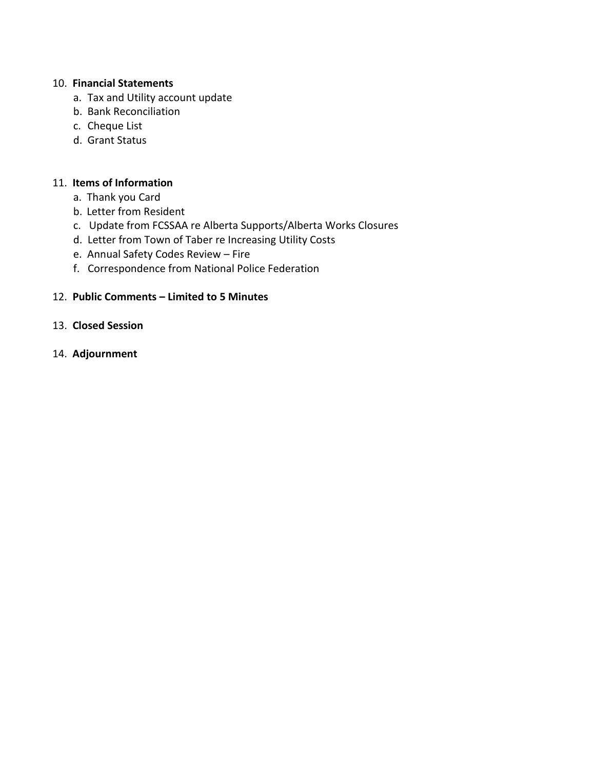10. **Financial Statements**
    a. Tax and Utility account update
    b. Bank Reconciliation
    c. Cheque List
    d. Grant Status

11. **Items of Information**
    a. Thank you Card
    b. Letter from Resident
    c. Update from FCSSAA re Alberta Supports/Alberta Works Closures
    d. Letter from Town of Taber re Increasing Utility Costs
    e. Annual Safety Codes Review – Fire
    f. Correspondence from National Police Federation

12. **Public Comments – Limited to 5 Minutes**

13. **Closed Session**

14. **Adjournment**